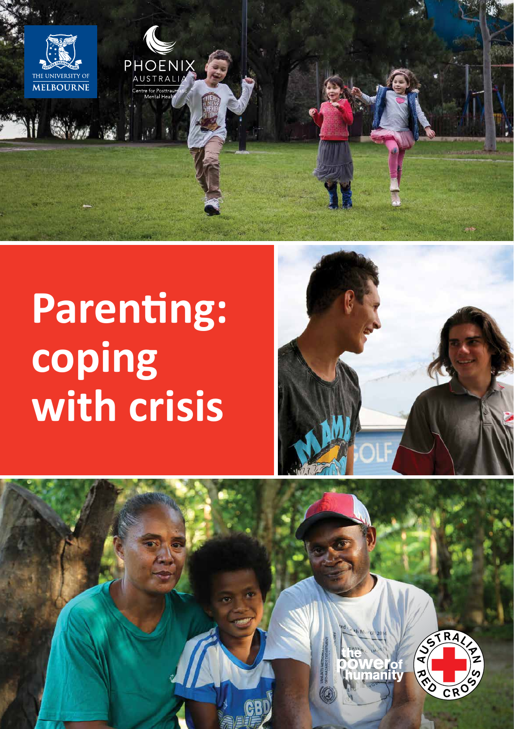THE UNIVERSITY OF MELBOURNE

PHOENIX AUSTRALIA

Centre for Posttraumatic Mental Health

# Parenting: coping with crisis

the power of humanity

AUSTRALIAN RED CROSS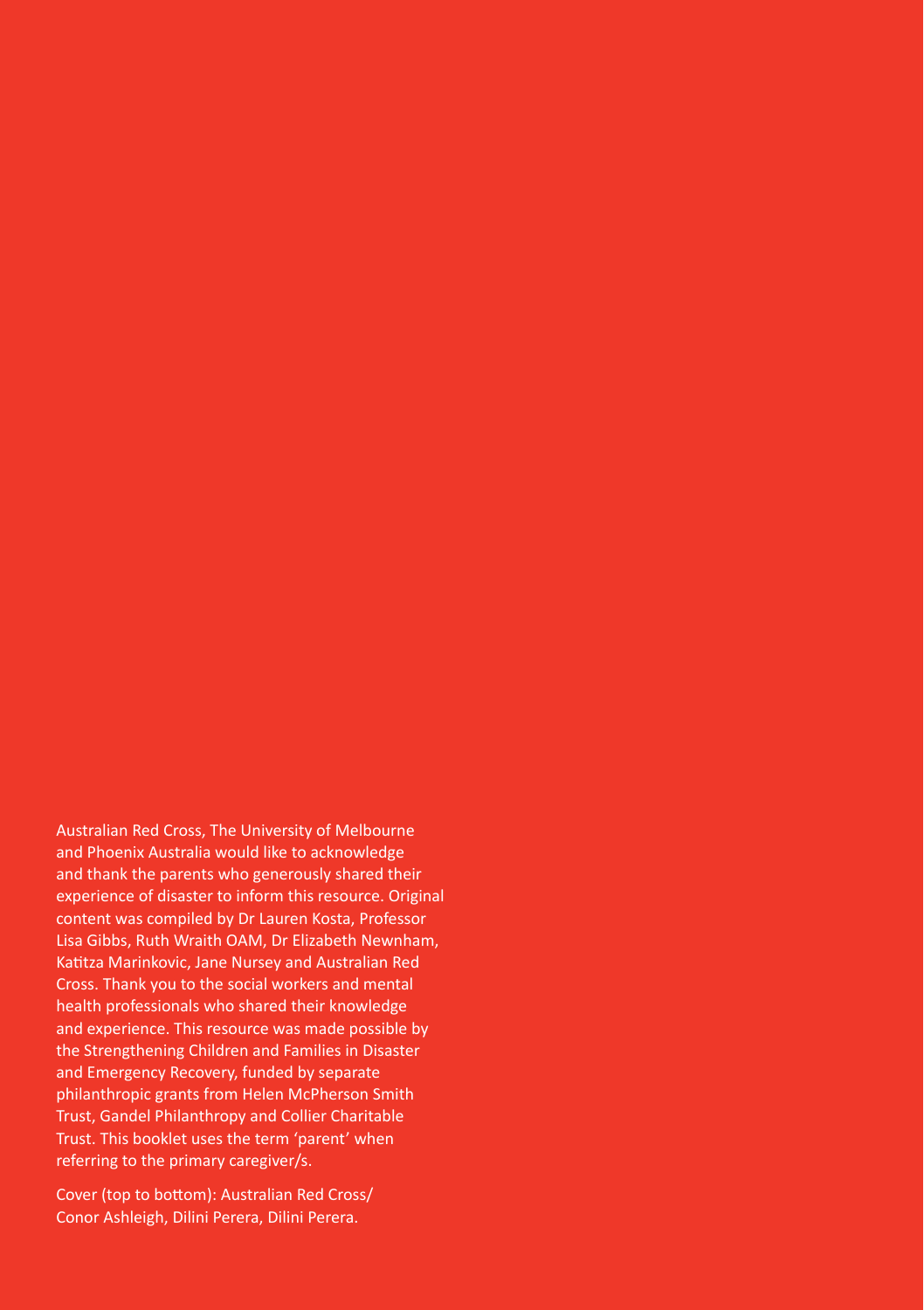Australian Red Cross, The University of Melbourne and Phoenix Australia would like to acknowledge and thank the parents who generously shared their experience of disaster to inform this resource. Original content was compiled by Dr Lauren Kosta, Professor Lisa Gibbs, Ruth Wraith OAM, Dr Elizabeth Newnham, Katitza Marinkovic, Jane Nursey and Australian Red Cross. Thank you to the social workers and mental health professionals who shared their knowledge and experience. This resource was made possible by the Strengthening Children and Families in Disaster and Emergency Recovery, funded by separate philanthropic grants from Helen McPherson Smith Trust, Gandel Philanthropy and Collier Charitable Trust. This booklet uses the term 'parent' when referring to the primary caregiver/s.

Cover (top to bottom): Australian Red Cross/ Conor Ashleigh, Dilini Perera, Dilini Perera.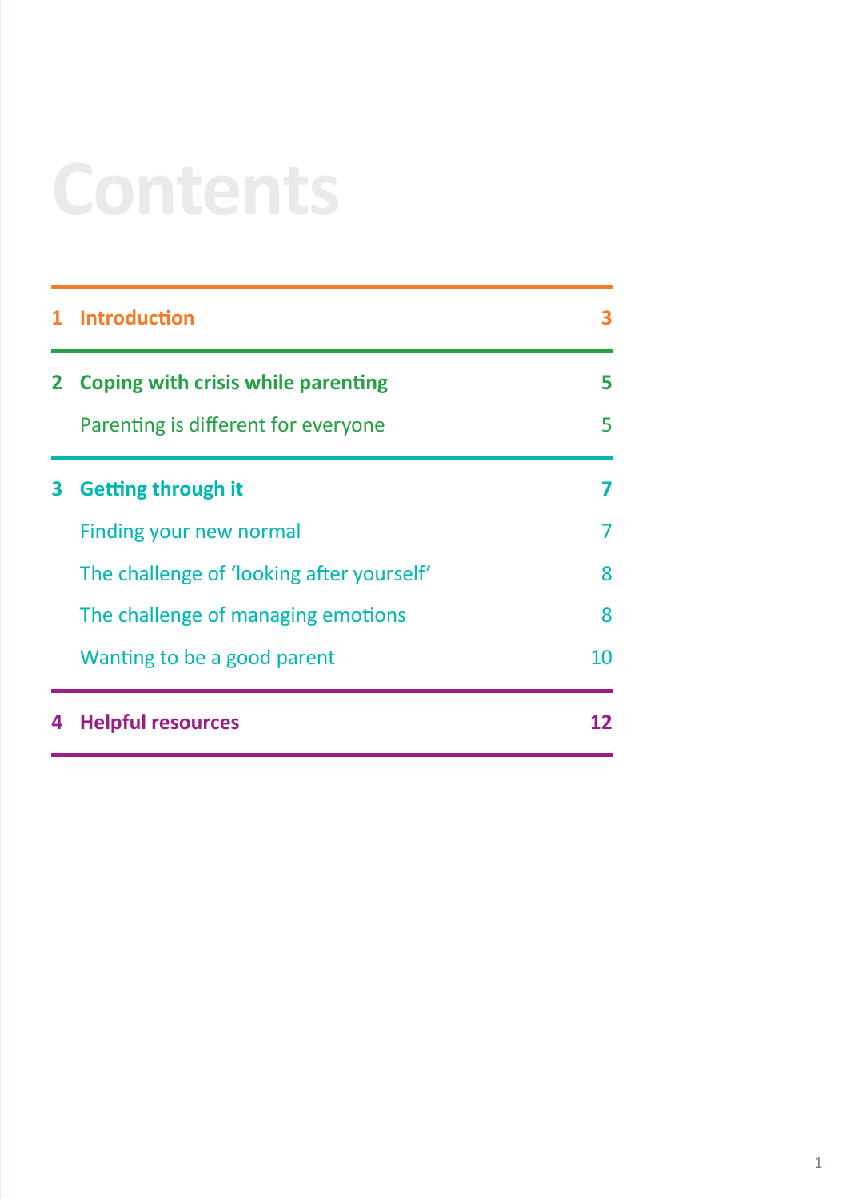# Contents

| | | |
|---|---|---|
| **1** | **Introduction** | **3** |
| **2** | **Coping with crisis while parenting** | **5** |
| | Parenting is different for everyone | 5 |
| **3** | **Getting through it** | **7** |
| | Finding your new normal | 7 |
| | The challenge of 'looking after yourself' | 8 |
| | The challenge of managing emotions | 8 |
| | Wanting to be a good parent | 10 |
| **4** | **Helpful resources** | **12** |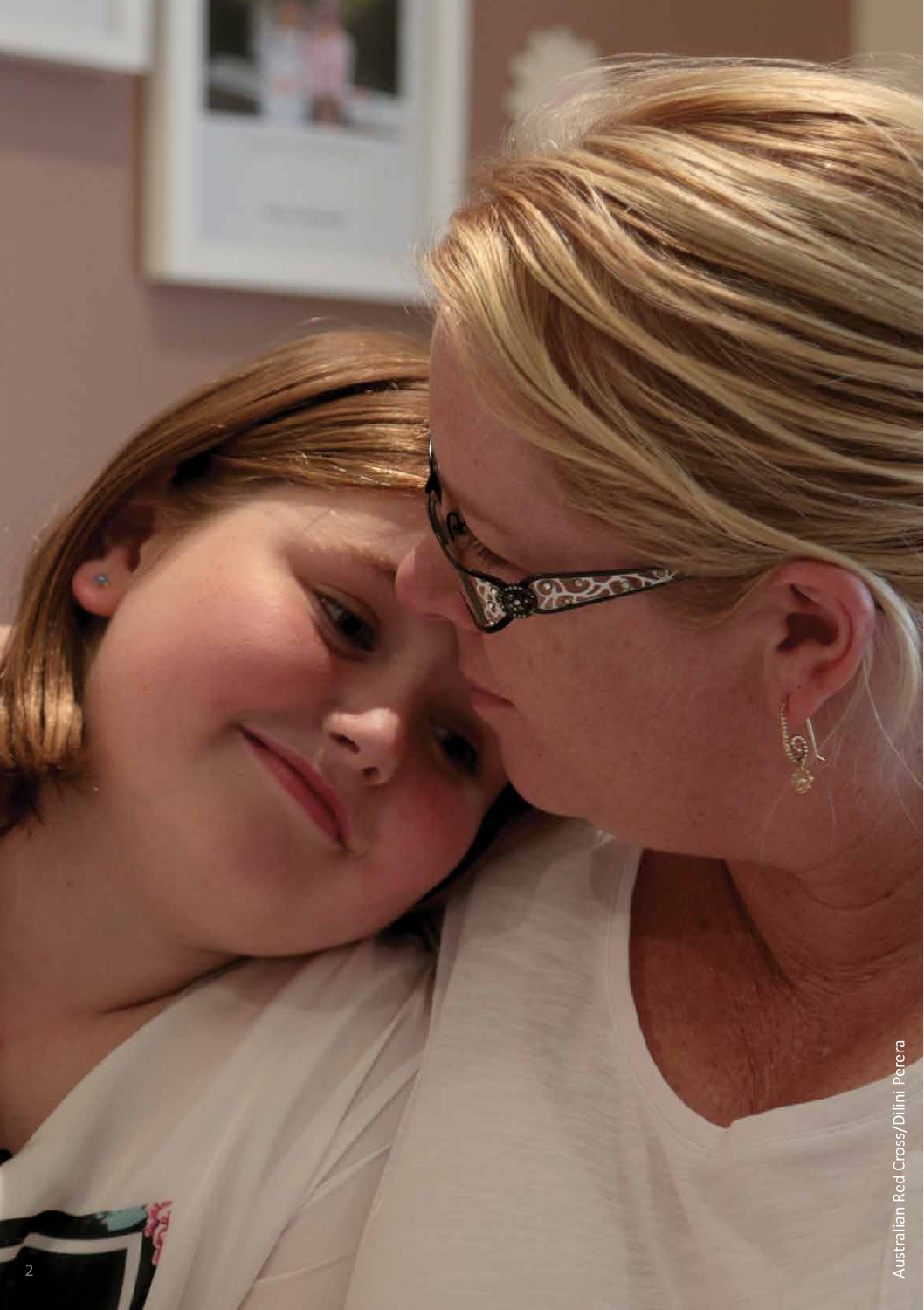Australian Red Cross/Dilini Perera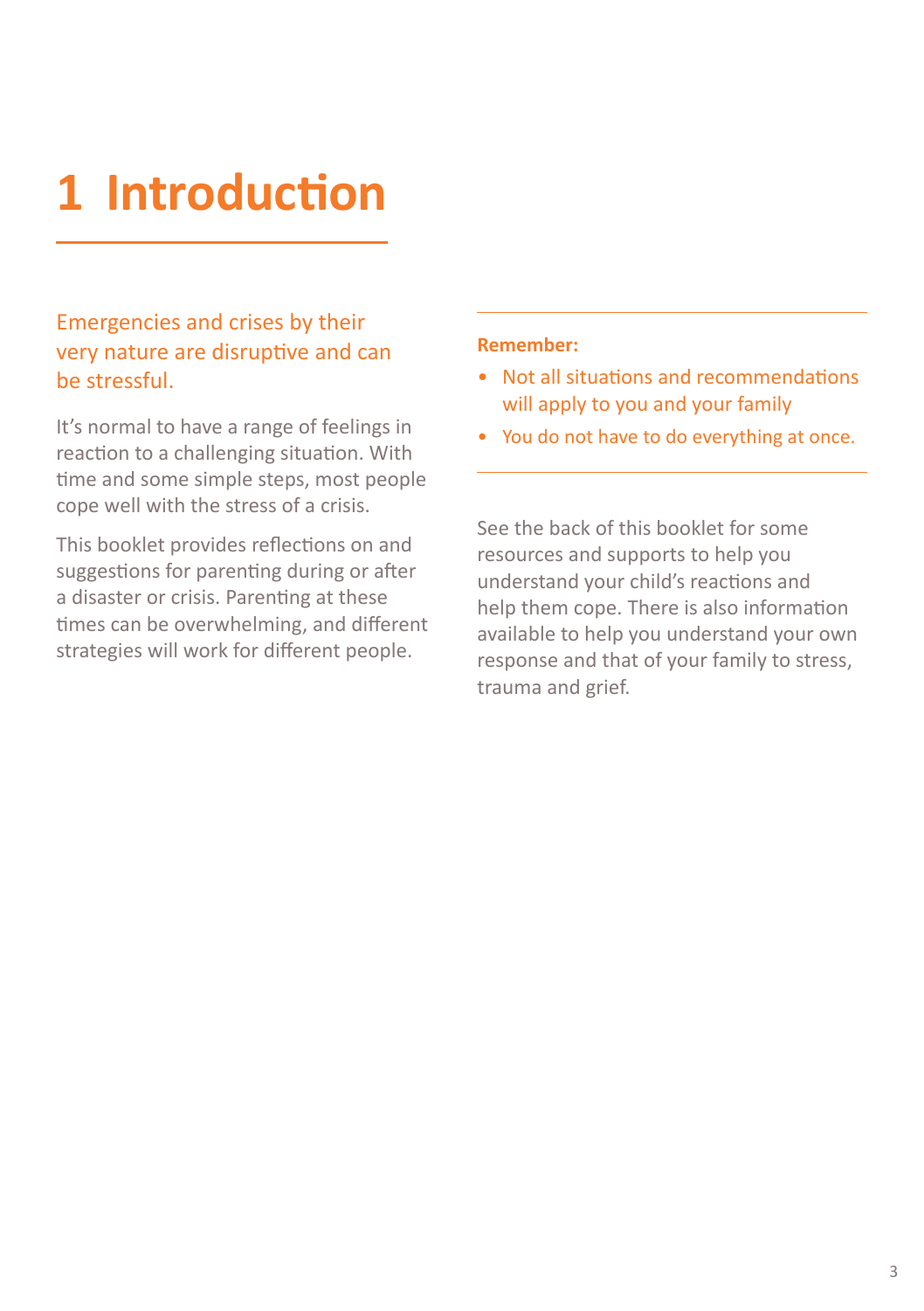# 1 Introduction

Emergencies and crises by their very nature are disruptive and can be stressful.

It's normal to have a range of feelings in reaction to a challenging situation. With time and some simple steps, most people cope well with the stress of a crisis.

This booklet provides reflections on and suggestions for parenting during or after a disaster or crisis. Parenting at these times can be overwhelming, and different strategies will work for different people.

**Remember:**

- Not all situations and recommendations will apply to you and your family
- You do not have to do everything at once.

See the back of this booklet for some resources and supports to help you understand your child's reactions and help them cope. There is also information available to help you understand your own response and that of your family to stress, trauma and grief.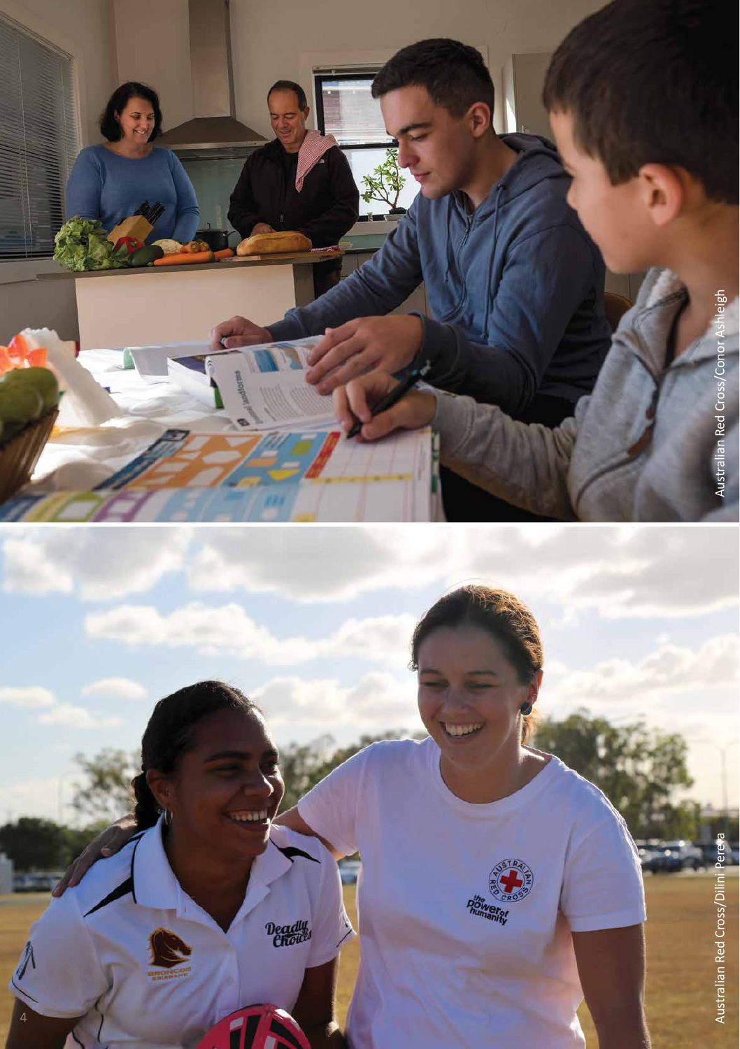Australian Red Cross/Conor Ashleigh

Australian Red Cross/Dilini Perera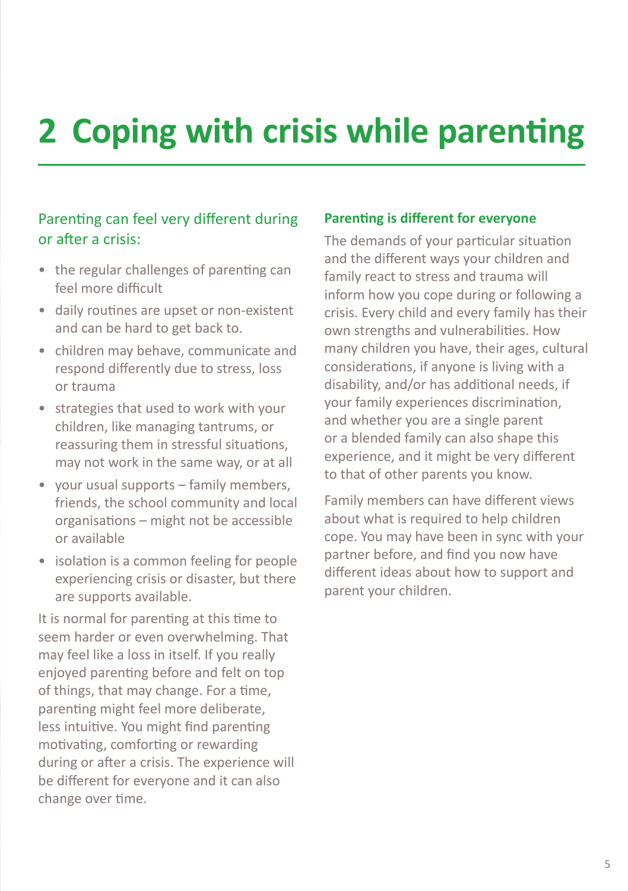# 2 Coping with crisis while parenting

## Parenting can feel very different during or after a crisis:

- the regular challenges of parenting can feel more difficult
- daily routines are upset or non-existent and can be hard to get back to.
- children may behave, communicate and respond differently due to stress, loss or trauma
- strategies that used to work with your children, like managing tantrums, or reassuring them in stressful situations, may not work in the same way, or at all
- your usual supports – family members, friends, the school community and local organisations – might not be accessible or available
- isolation is a common feeling for people experiencing crisis or disaster, but there are supports available.

It is normal for parenting at this time to seem harder or even overwhelming. That may feel like a loss in itself. If you really enjoyed parenting before and felt on top of things, that may change. For a time, parenting might feel more deliberate, less intuitive. You might find parenting motivating, comforting or rewarding during or after a crisis. The experience will be different for everyone and it can also change over time.

### Parenting is different for everyone

The demands of your particular situation and the different ways your children and family react to stress and trauma will inform how you cope during or following a crisis. Every child and every family has their own strengths and vulnerabilities. How many children you have, their ages, cultural considerations, if anyone is living with a disability, and/or has additional needs, if your family experiences discrimination, and whether you are a single parent or a blended family can also shape this experience, and it might be very different to that of other parents you know.

Family members can have different views about what is required to help children cope. You may have been in sync with your partner before, and find you now have different ideas about how to support and parent your children.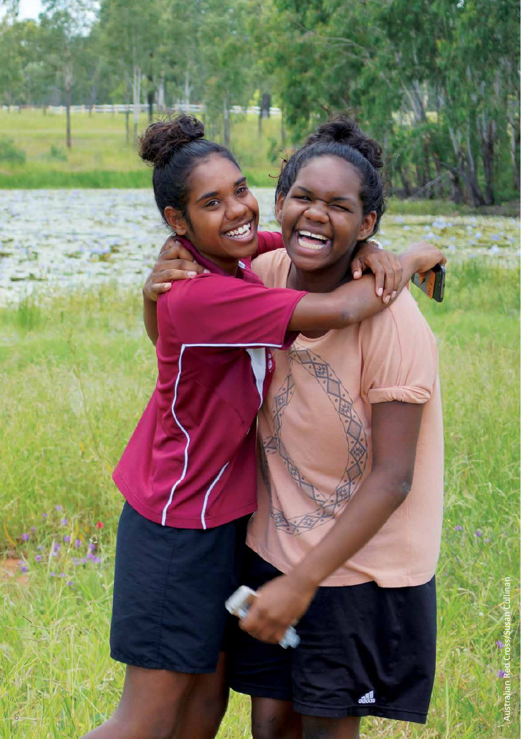Australian Red Cross/Susan Cullinan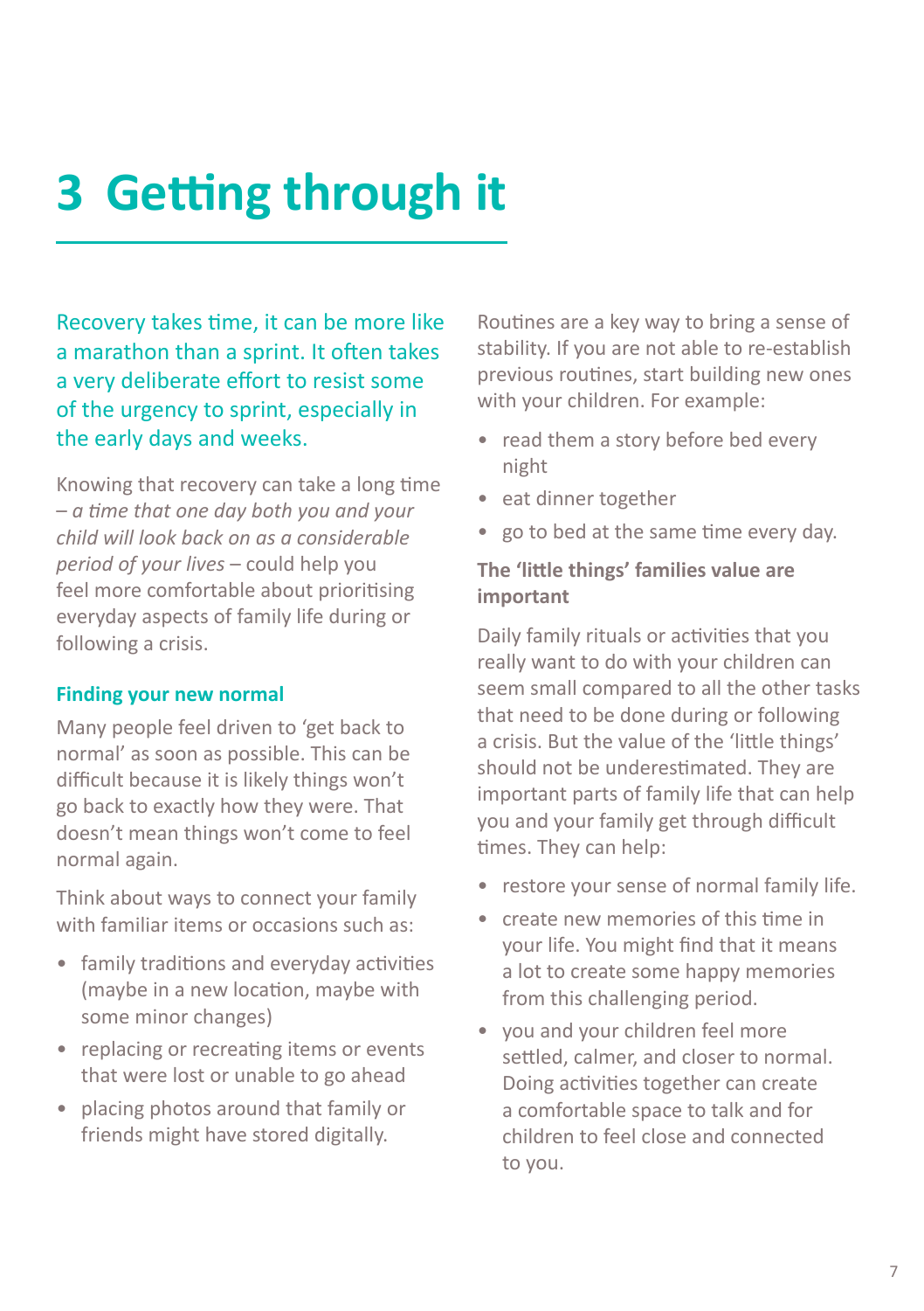# 3 Getting through it

Recovery takes time, it can be more like a marathon than a sprint. It often takes a very deliberate effort to resist some of the urgency to sprint, especially in the early days and weeks.

Knowing that recovery can take a long time – *a time that one day both you and your child will look back on as a considerable period of your lives* – could help you feel more comfortable about prioritising everyday aspects of family life during or following a crisis.

### Finding your new normal

Many people feel driven to 'get back to normal' as soon as possible. This can be difficult because it is likely things won't go back to exactly how they were. That doesn't mean things won't come to feel normal again.

Think about ways to connect your family with familiar items or occasions such as:

- family traditions and everyday activities (maybe in a new location, maybe with some minor changes)
- replacing or recreating items or events that were lost or unable to go ahead
- placing photos around that family or friends might have stored digitally.

Routines are a key way to bring a sense of stability. If you are not able to re-establish previous routines, start building new ones with your children. For example:

- read them a story before bed every night
- eat dinner together
- go to bed at the same time every day.

### The 'little things' families value are important

Daily family rituals or activities that you really want to do with your children can seem small compared to all the other tasks that need to be done during or following a crisis. But the value of the 'little things' should not be underestimated. They are important parts of family life that can help you and your family get through difficult times. They can help:

- restore your sense of normal family life.
- create new memories of this time in your life. You might find that it means a lot to create some happy memories from this challenging period.
- you and your children feel more settled, calmer, and closer to normal. Doing activities together can create a comfortable space to talk and for children to feel close and connected to you.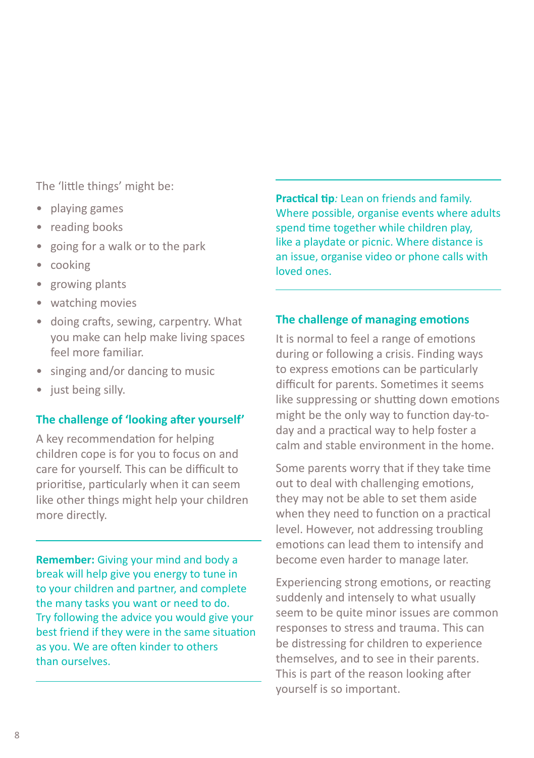The 'little things' might be:

- playing games
- reading books
- going for a walk or to the park
- cooking
- growing plants
- watching movies
- doing crafts, sewing, carpentry. What you make can help make living spaces feel more familiar.
- singing and/or dancing to music
- just being silly.

## The challenge of 'looking after yourself'

A key recommendation for helping children cope is for you to focus on and care for yourself. This can be difficult to prioritise, particularly when it can seem like other things might help your children more directly.

---

**Remember:** Giving your mind and body a break will help give you energy to tune in to your children and partner, and complete the many tasks you want or need to do. Try following the advice you would give your best friend if they were in the same situation as you. We are often kinder to others than ourselves.

---

---

**Practical tip**: Lean on friends and family. Where possible, organise events where adults spend time together while children play, like a playdate or picnic. Where distance is an issue, organise video or phone calls with loved ones.

---

## The challenge of managing emotions

It is normal to feel a range of emotions during or following a crisis. Finding ways to express emotions can be particularly difficult for parents. Sometimes it seems like suppressing or shutting down emotions might be the only way to function day-to-day and a practical way to help foster a calm and stable environment in the home.

Some parents worry that if they take time out to deal with challenging emotions, they may not be able to set them aside when they need to function on a practical level. However, not addressing troubling emotions can lead them to intensify and become even harder to manage later.

Experiencing strong emotions, or reacting suddenly and intensely to what usually seem to be quite minor issues are common responses to stress and trauma. This can be distressing for children to experience themselves, and to see in their parents. This is part of the reason looking after yourself is so important.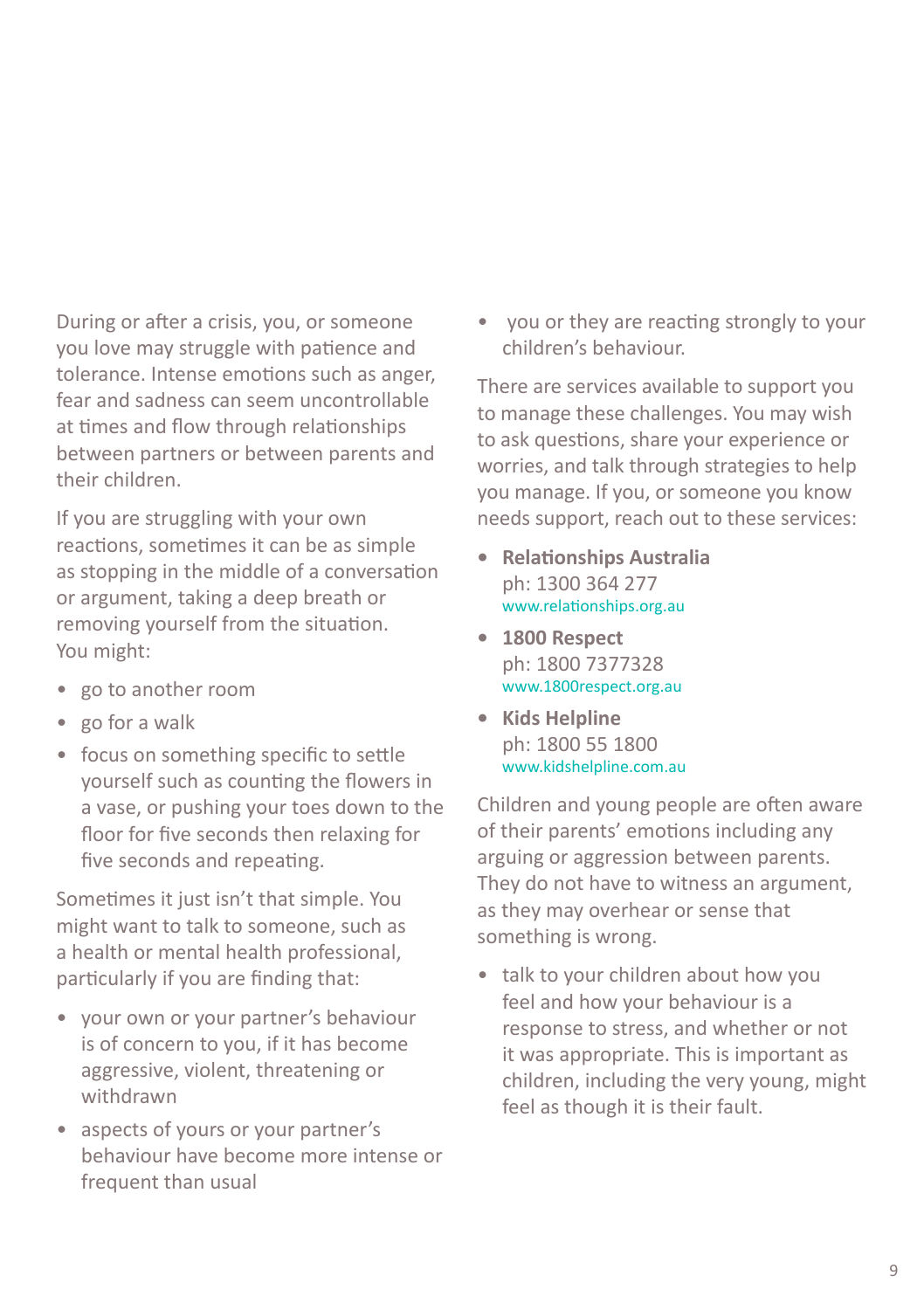During or after a crisis, you, or someone you love may struggle with patience and tolerance. Intense emotions such as anger, fear and sadness can seem uncontrollable at times and flow through relationships between partners or between parents and their children.

If you are struggling with your own reactions, sometimes it can be as simple as stopping in the middle of a conversation or argument, taking a deep breath or removing yourself from the situation. You might:

- go to another room
- go for a walk
- focus on something specific to settle yourself such as counting the flowers in a vase, or pushing your toes down to the floor for five seconds then relaxing for five seconds and repeating.

Sometimes it just isn't that simple. You might want to talk to someone, such as a health or mental health professional, particularly if you are finding that:

- your own or your partner's behaviour is of concern to you, if it has become aggressive, violent, threatening or withdrawn
- aspects of yours or your partner's behaviour have become more intense or frequent than usual
- you or they are reacting strongly to your children's behaviour.

There are services available to support you to manage these challenges. You may wish to ask questions, share your experience or worries, and talk through strategies to help you manage. If you, or someone you know needs support, reach out to these services:

- **Relationships Australia**
  ph: 1300 364 277
  www.relationships.org.au
- **1800 Respect**
  ph: 1800 7377328
  www.1800respect.org.au
- **Kids Helpline**
  ph: 1800 55 1800
  www.kidshelpline.com.au

Children and young people are often aware of their parents' emotions including any arguing or aggression between parents. They do not have to witness an argument, as they may overhear or sense that something is wrong.

- talk to your children about how you feel and how your behaviour is a response to stress, and whether or not it was appropriate. This is important as children, including the very young, might feel as though it is their fault.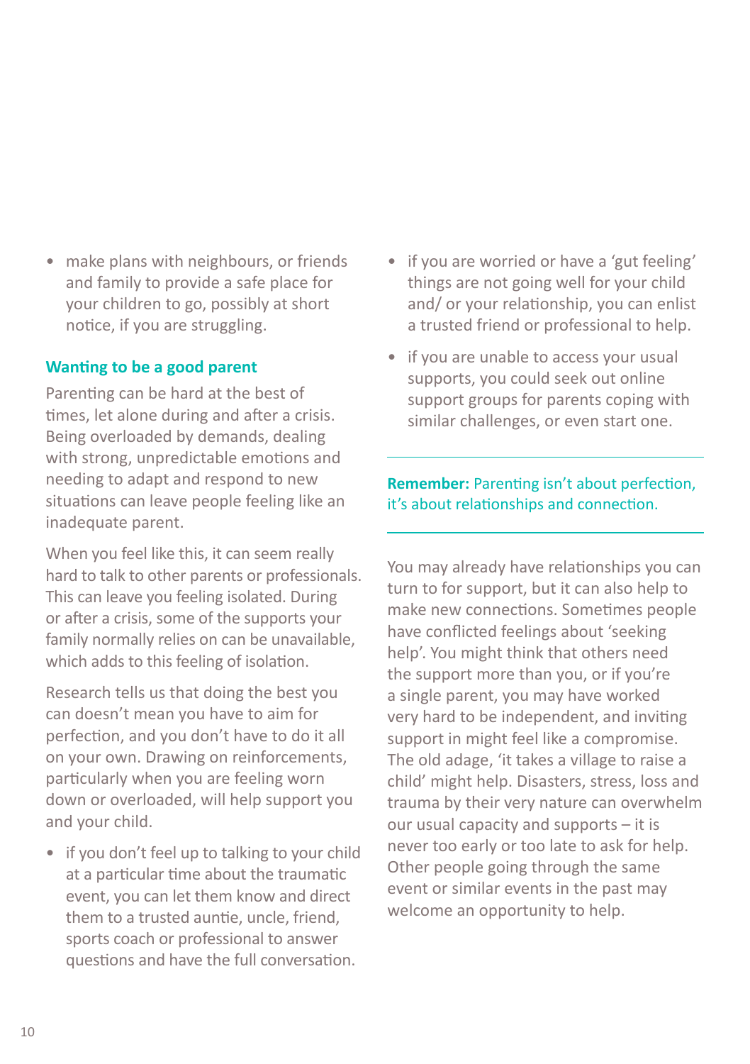- make plans with neighbours, or friends and family to provide a safe place for your children to go, possibly at short notice, if you are struggling.

### Wanting to be a good parent

Parenting can be hard at the best of times, let alone during and after a crisis. Being overloaded by demands, dealing with strong, unpredictable emotions and needing to adapt and respond to new situations can leave people feeling like an inadequate parent.

When you feel like this, it can seem really hard to talk to other parents or professionals. This can leave you feeling isolated. During or after a crisis, some of the supports your family normally relies on can be unavailable, which adds to this feeling of isolation.

Research tells us that doing the best you can doesn't mean you have to aim for perfection, and you don't have to do it all on your own. Drawing on reinforcements, particularly when you are feeling worn down or overloaded, will help support you and your child.

- if you don't feel up to talking to your child at a particular time about the traumatic event, you can let them know and direct them to a trusted auntie, uncle, friend, sports coach or professional to answer questions and have the full conversation.
- if you are worried or have a 'gut feeling' things are not going well for your child and/ or your relationship, you can enlist a trusted friend or professional to help.
- if you are unable to access your usual supports, you could seek out online support groups for parents coping with similar challenges, or even start one.

**Remember:** Parenting isn't about perfection, it's about relationships and connection.

You may already have relationships you can turn to for support, but it can also help to make new connections. Sometimes people have conflicted feelings about 'seeking help'. You might think that others need the support more than you, or if you're a single parent, you may have worked very hard to be independent, and inviting support in might feel like a compromise. The old adage, 'it takes a village to raise a child' might help. Disasters, stress, loss and trauma by their very nature can overwhelm our usual capacity and supports – it is never too early or too late to ask for help. Other people going through the same event or similar events in the past may welcome an opportunity to help.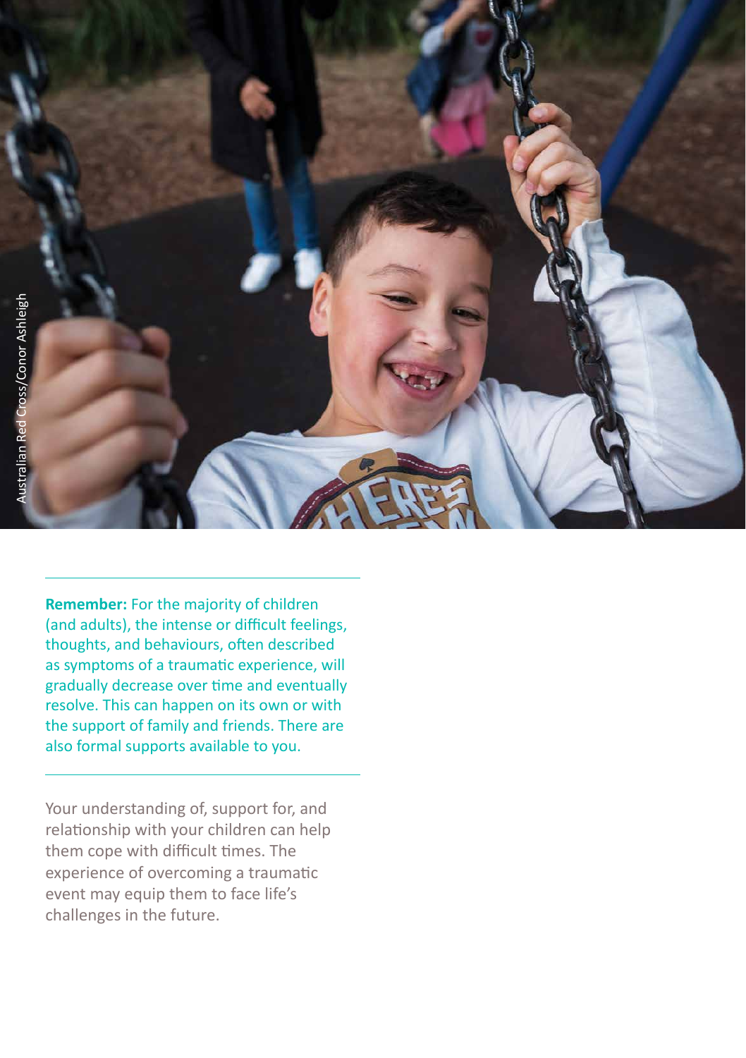Australian Red Cross/Conor Ashleigh

**Remember:** For the majority of children (and adults), the intense or difficult feelings, thoughts, and behaviours, often described as symptoms of a traumatic experience, will gradually decrease over time and eventually resolve. This can happen on its own or with the support of family and friends. There are also formal supports available to you.

Your understanding of, support for, and relationship with your children can help them cope with difficult times. The experience of overcoming a traumatic event may equip them to face life's challenges in the future.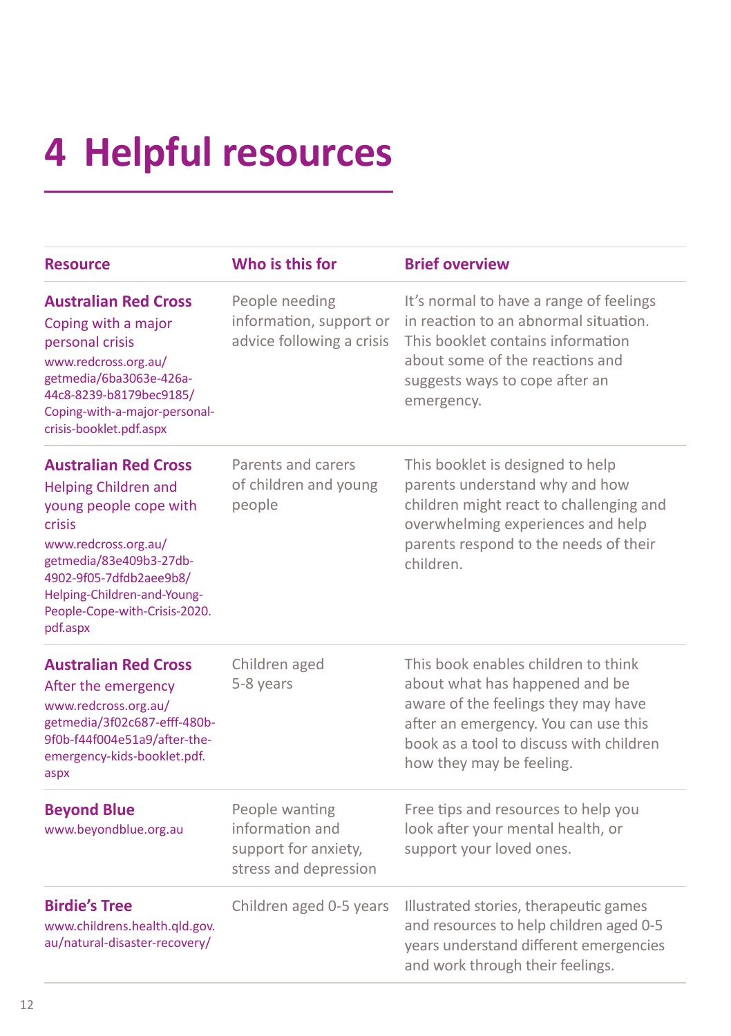# 4 Helpful resources

| Resource | Who is this for | Brief overview |
|---|---|---|
| **Australian Red Cross** Coping with a major personal crisis www.redcross.org.au/getmedia/6ba3063e-426a-44c8-8239-b8179bec9185/Coping-with-a-major-personal-crisis-booklet.pdf.aspx | People needing information, support or advice following a crisis | It's normal to have a range of feelings in reaction to an abnormal situation. This booklet contains information about some of the reactions and suggests ways to cope after an emergency. |
| **Australian Red Cross** Helping Children and young people cope with crisis www.redcross.org.au/getmedia/83e409b3-27db-4902-9f05-7dfdb2aee9b8/Helping-Children-and-Young-People-Cope-with-Crisis-2020.pdf.aspx | Parents and carers of children and young people | This booklet is designed to help parents understand why and how children might react to challenging and overwhelming experiences and help parents respond to the needs of their children. |
| **Australian Red Cross** After the emergency www.redcross.org.au/getmedia/3f02c687-efff-480b-9f0b-f44f004e51a9/after-the-emergency-kids-booklet.pdf.aspx | Children aged 5-8 years | This book enables children to think about what has happened and be aware of the feelings they may have after an emergency. You can use this book as a tool to discuss with children how they may be feeling. |
| **Beyond Blue** www.beyondblue.org.au | People wanting information and support for anxiety, stress and depression | Free tips and resources to help you look after your mental health, or support your loved ones. |
| **Birdie's Tree** www.childrens.health.qld.gov.au/natural-disaster-recovery/ | Children aged 0-5 years | Illustrated stories, therapeutic games and resources to help children aged 0-5 years understand different emergencies and work through their feelings. |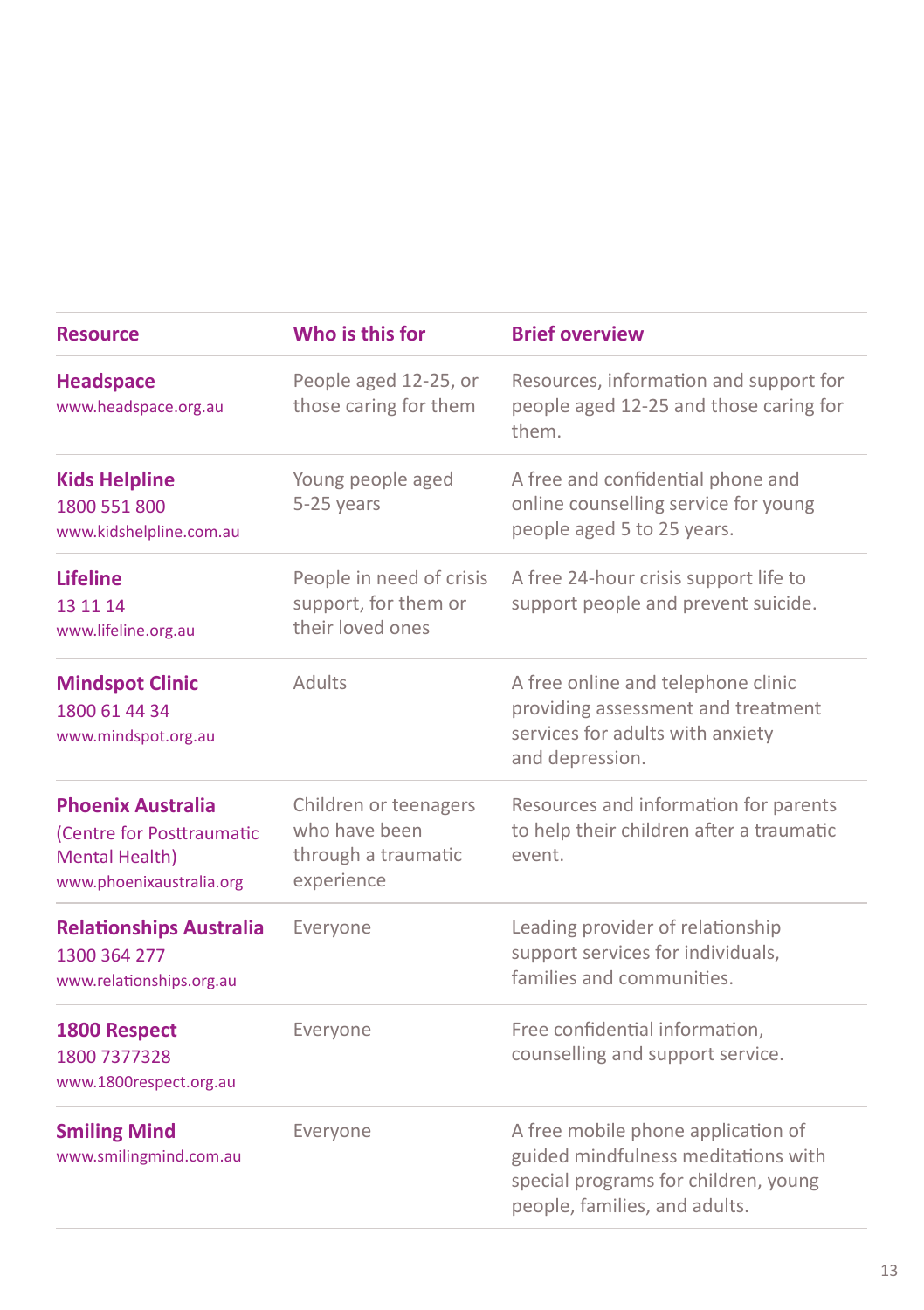| Resource | Who is this for | Brief overview |
| --- | --- | --- |
| **Headspace**<br>www.headspace.org.au | People aged 12-25, or those caring for them | Resources, information and support for people aged 12-25 and those caring for them. |
| **Kids Helpline**<br>1800 551 800<br>www.kidshelpline.com.au | Young people aged 5-25 years | A free and confidential phone and online counselling service for young people aged 5 to 25 years. |
| **Lifeline**<br>13 11 14<br>www.lifeline.org.au | People in need of crisis support, for them or their loved ones | A free 24-hour crisis support life to support people and prevent suicide. |
| **Mindspot Clinic**<br>1800 61 44 34<br>www.mindspot.org.au | Adults | A free online and telephone clinic providing assessment and treatment services for adults with anxiety and depression. |
| **Phoenix Australia**<br>(Centre for Posttraumatic Mental Health)<br>www.phoenixaustralia.org | Children or teenagers who have been through a traumatic experience | Resources and information for parents to help their children after a traumatic event. |
| **Relationships Australia**<br>1300 364 277<br>www.relationships.org.au | Everyone | Leading provider of relationship support services for individuals, families and communities. |
| **1800 Respect**<br>1800 7377328<br>www.1800respect.org.au | Everyone | Free confidential information, counselling and support service. |
| **Smiling Mind**<br>www.smilingmind.com.au | Everyone | A free mobile phone application of guided mindfulness meditations with special programs for children, young people, families, and adults. |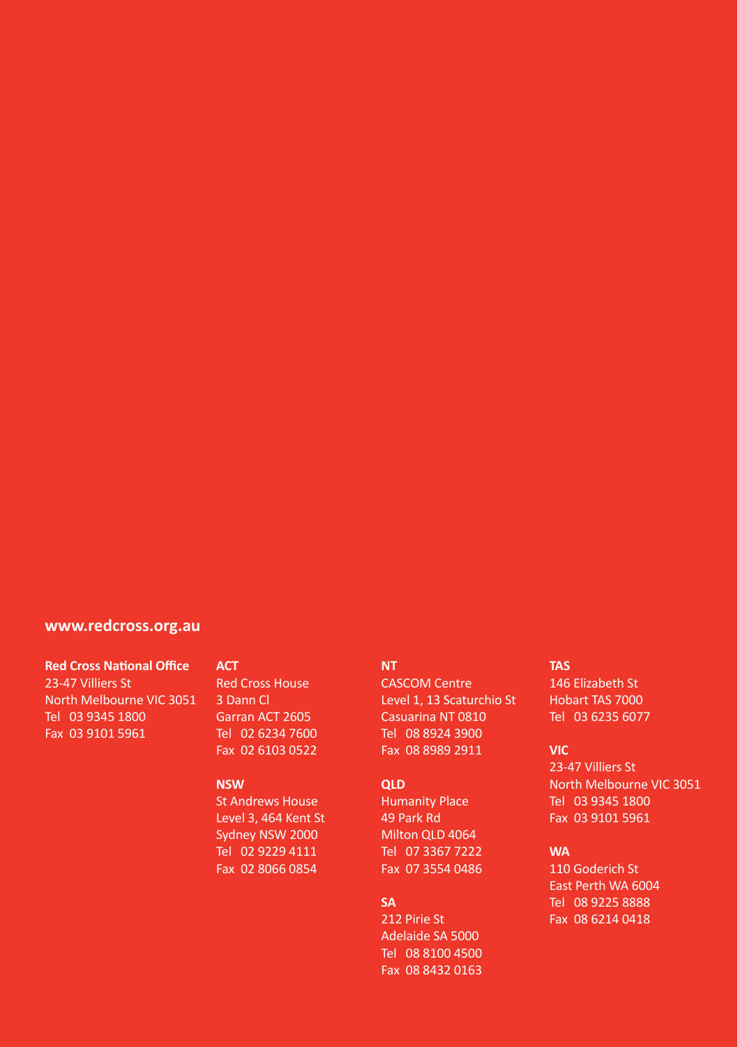**www.redcross.org.au**

**Red Cross National Office**
23-47 Villiers St
North Melbourne VIC 3051
Tel 03 9345 1800
Fax 03 9101 5961

**ACT**
Red Cross House
3 Dann Cl
Garran ACT 2605
Tel 02 6234 7600
Fax 02 6103 0522

**NSW**
St Andrews House
Level 3, 464 Kent St
Sydney NSW 2000
Tel 02 9229 4111
Fax 02 8066 0854

**NT**
CASCOM Centre
Level 1, 13 Scaturchio St
Casuarina NT 0810
Tel 08 8924 3900
Fax 08 8989 2911

**QLD**
Humanity Place
49 Park Rd
Milton QLD 4064
Tel 07 3367 7222
Fax 07 3554 0486

**SA**
212 Pirie St
Adelaide SA 5000
Tel 08 8100 4500
Fax 08 8432 0163

**TAS**
146 Elizabeth St
Hobart TAS 7000
Tel 03 6235 6077

**VIC**
23-47 Villiers St
North Melbourne VIC 3051
Tel 03 9345 1800
Fax 03 9101 5961

**WA**
110 Goderich St
East Perth WA 6004
Tel 08 9225 8888
Fax 08 6214 0418